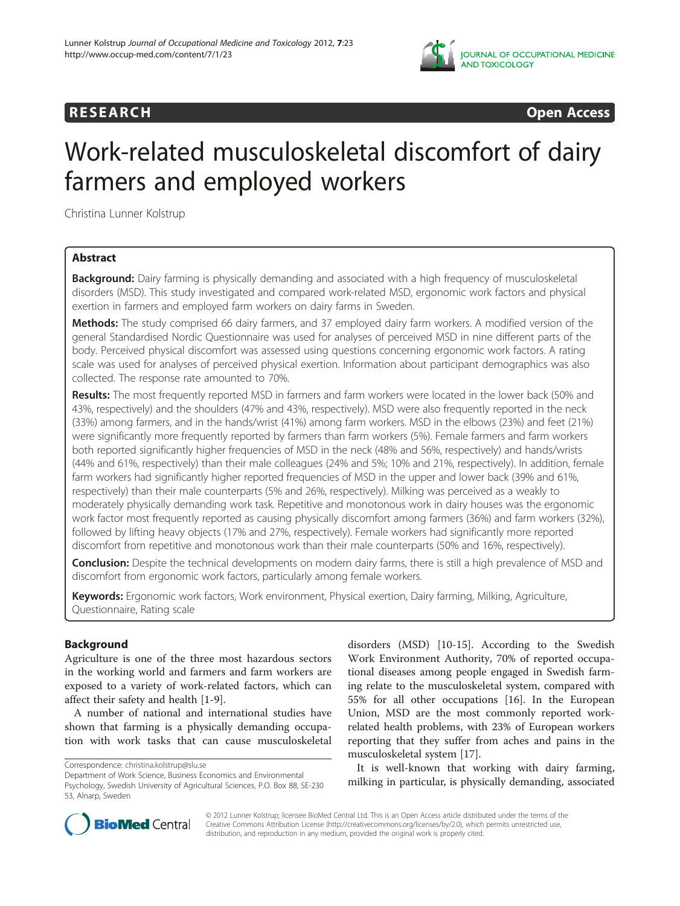RESEARCH Open Access

# Work-related musculoskeletal discomfort of dairy farmers and employed workers

Christina Lunner Kolstrup

## Abstract

**Background:** Dairy farming is physically demanding and associated with a high frequency of musculoskeletal disorders (MSD). This study investigated and compared work-related MSD, ergonomic work factors and physical exertion in farmers and employed farm workers on dairy farms in Sweden.

**Methods:** The study comprised 66 dairy farmers, and 37 employed dairy farm workers. A modified version of the general Standardised Nordic Questionnaire was used for analyses of perceived MSD in nine different parts of the body. Perceived physical discomfort was assessed using questions concerning ergonomic work factors. A rating scale was used for analyses of perceived physical exertion. Information about participant demographics was also collected. The response rate amounted to 70%.

**Results:** The most frequently reported MSD in farmers and farm workers were located in the lower back (50% and 43%, respectively) and the shoulders (47% and 43%, respectively). MSD were also frequently reported in the neck (33%) among farmers, and in the hands/wrist (41%) among farm workers. MSD in the elbows (23%) and feet (21%) were significantly more frequently reported by farmers than farm workers (5%). Female farmers and farm workers both reported significantly higher frequencies of MSD in the neck (48% and 56%, respectively) and hands/wrists (44% and 61%, respectively) than their male colleagues (24% and 5%; 10% and 21%, respectively). In addition, female farm workers had significantly higher reported frequencies of MSD in the upper and lower back (39% and 61%, respectively) than their male counterparts (5% and 26%, respectively). Milking was perceived as a weakly to moderately physically demanding work task. Repetitive and monotonous work in dairy houses was the ergonomic work factor most frequently reported as causing physically discomfort among farmers (36%) and farm workers (32%), followed by lifting heavy objects (17% and 27%, respectively). Female workers had significantly more reported discomfort from repetitive and monotonous work than their male counterparts (50% and 16%, respectively).

**Conclusion:** Despite the technical developments on modern dairy farms, there is still a high prevalence of MSD and discomfort from ergonomic work factors, particularly among female workers.

**Keywords:** Ergonomic work factors, Work environment, Physical exertion, Dairy farming, Milking, Agriculture, Questionnaire, Rating scale

## Background

Agriculture is one of the three most hazardous sectors in the working world and farmers and farm workers are exposed to a variety of work-related factors, which can affect their safety and health [1-9].

A number of national and international studies have shown that farming is a physically demanding occupation with work tasks that can cause musculoskeletal disorders (MSD) [10-15]. According to the Swedish Work Environment Authority, 70% of reported occupational diseases among people engaged in Swedish farming relate to the musculoskeletal system, compared with 55% for all other occupations [16]. In the European Union, MSD are the most commonly reported work-related health problems, with 23% of European workers reporting that they suffer from aches and pains in the musculoskeletal system [17].

It is well-known that working with dairy farming, milking in particular, is physically demanding, associated

Correspondence: christina.kolstrup@slu.se
Department of Work Science, Business Economics and Environmental Psychology, Swedish University of Agricultural Sciences, P.O. Box 88, SE-230 53, Alnarp, Sweden

© 2012 Lunner Kolstrup; licensee BioMed Central Ltd. This is an Open Access article distributed under the terms of the Creative Commons Attribution License (http://creativecommons.org/licenses/by/2.0), which permits unrestricted use, distribution, and reproduction in any medium, provided the original work is properly cited.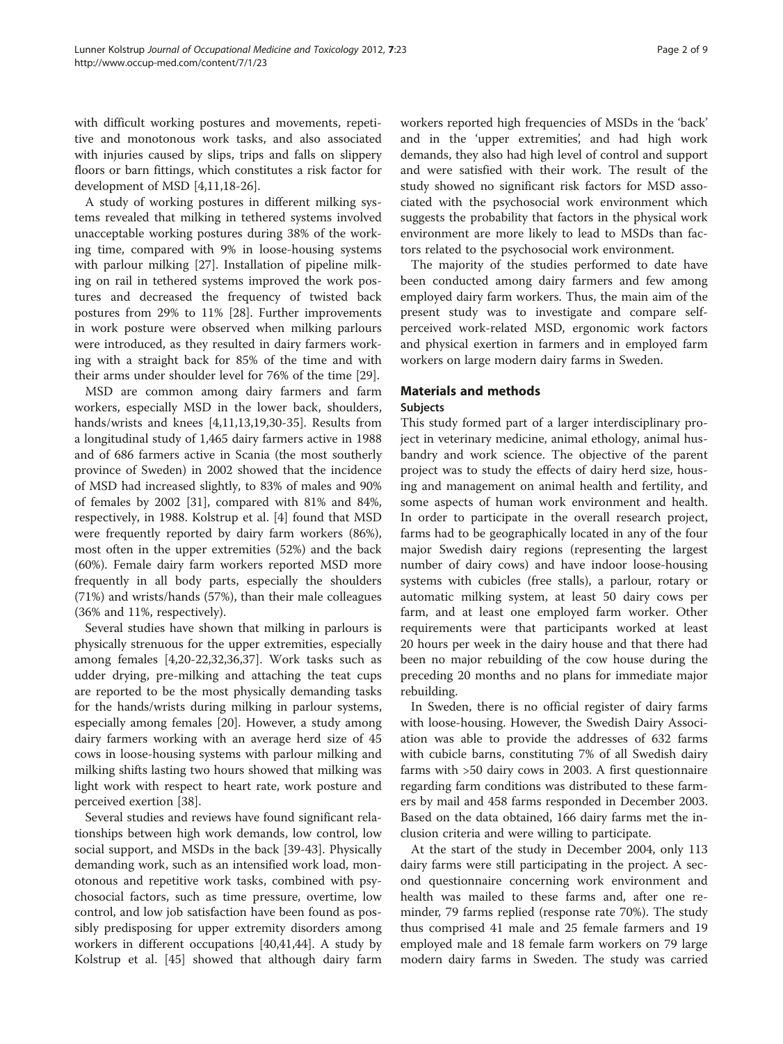with difficult working postures and movements, repetitive and monotonous work tasks, and also associated with injuries caused by slips, trips and falls on slippery floors or barn fittings, which constitutes a risk factor for development of MSD [4,11,18-26].

A study of working postures in different milking systems revealed that milking in tethered systems involved unacceptable working postures during 38% of the working time, compared with 9% in loose-housing systems with parlour milking [27]. Installation of pipeline milking on rail in tethered systems improved the work postures and decreased the frequency of twisted back postures from 29% to 11% [28]. Further improvements in work posture were observed when milking parlours were introduced, as they resulted in dairy farmers working with a straight back for 85% of the time and with their arms under shoulder level for 76% of the time [29].

MSD are common among dairy farmers and farm workers, especially MSD in the lower back, shoulders, hands/wrists and knees [4,11,13,19,30-35]. Results from a longitudinal study of 1,465 dairy farmers active in 1988 and of 686 farmers active in Scania (the most southerly province of Sweden) in 2002 showed that the incidence of MSD had increased slightly, to 83% of males and 90% of females by 2002 [31], compared with 81% and 84%, respectively, in 1988. Kolstrup et al. [4] found that MSD were frequently reported by dairy farm workers (86%), most often in the upper extremities (52%) and the back (60%). Female dairy farm workers reported MSD more frequently in all body parts, especially the shoulders (71%) and wrists/hands (57%), than their male colleagues (36% and 11%, respectively).

Several studies have shown that milking in parlours is physically strenuous for the upper extremities, especially among females [4,20-22,32,36,37]. Work tasks such as udder drying, pre-milking and attaching the teat cups are reported to be the most physically demanding tasks for the hands/wrists during milking in parlour systems, especially among females [20]. However, a study among dairy farmers working with an average herd size of 45 cows in loose-housing systems with parlour milking and milking shifts lasting two hours showed that milking was light work with respect to heart rate, work posture and perceived exertion [38].

Several studies and reviews have found significant relationships between high work demands, low control, low social support, and MSDs in the back [39-43]. Physically demanding work, such as an intensified work load, monotonous and repetitive work tasks, combined with psychosocial factors, such as time pressure, overtime, low control, and low job satisfaction have been found as possibly predisposing for upper extremity disorders among workers in different occupations [40,41,44]. A study by Kolstrup et al. [45] showed that although dairy farm workers reported high frequencies of MSDs in the 'back' and in the 'upper extremities', and had high work demands, they also had high level of control and support and were satisfied with their work. The result of the study showed no significant risk factors for MSD associated with the psychosocial work environment which suggests the probability that factors in the physical work environment are more likely to lead to MSDs than factors related to the psychosocial work environment.

The majority of the studies performed to date have been conducted among dairy farmers and few among employed dairy farm workers. Thus, the main aim of the present study was to investigate and compare self-perceived work-related MSD, ergonomic work factors and physical exertion in farmers and in employed farm workers on large modern dairy farms in Sweden.

## Materials and methods

### Subjects

This study formed part of a larger interdisciplinary project in veterinary medicine, animal ethology, animal husbandry and work science. The objective of the parent project was to study the effects of dairy herd size, housing and management on animal health and fertility, and some aspects of human work environment and health. In order to participate in the overall research project, farms had to be geographically located in any of the four major Swedish dairy regions (representing the largest number of dairy cows) and have indoor loose-housing systems with cubicles (free stalls), a parlour, rotary or automatic milking system, at least 50 dairy cows per farm, and at least one employed farm worker. Other requirements were that participants worked at least 20 hours per week in the dairy house and that there had been no major rebuilding of the cow house during the preceding 20 months and no plans for immediate major rebuilding.

In Sweden, there is no official register of dairy farms with loose-housing. However, the Swedish Dairy Association was able to provide the addresses of 632 farms with cubicle barns, constituting 7% of all Swedish dairy farms with >50 dairy cows in 2003. A first questionnaire regarding farm conditions was distributed to these farmers by mail and 458 farms responded in December 2003. Based on the data obtained, 166 dairy farms met the inclusion criteria and were willing to participate.

At the start of the study in December 2004, only 113 dairy farms were still participating in the project. A second questionnaire concerning work environment and health was mailed to these farms and, after one reminder, 79 farms replied (response rate 70%). The study thus comprised 41 male and 25 female farmers and 19 employed male and 18 female farm workers on 79 large modern dairy farms in Sweden. The study was carried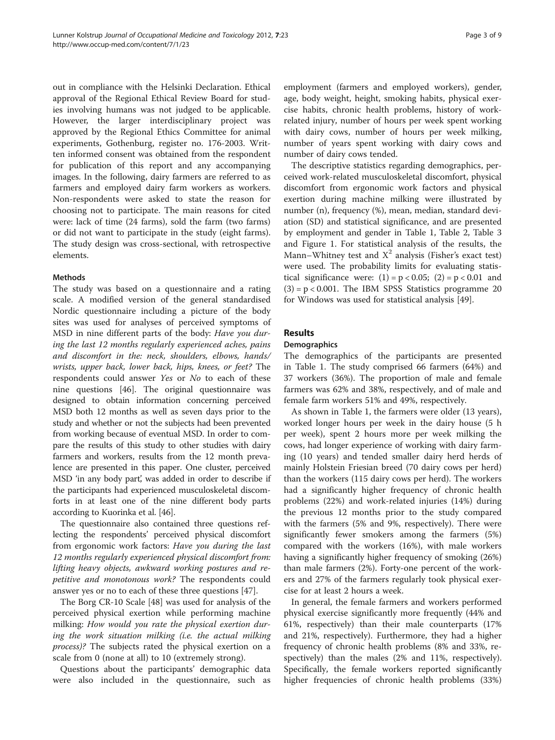out in compliance with the Helsinki Declaration. Ethical approval of the Regional Ethical Review Board for studies involving humans was not judged to be applicable. However, the larger interdisciplinary project was approved by the Regional Ethics Committee for animal experiments, Gothenburg, register no. 176-2003. Written informed consent was obtained from the respondent for publication of this report and any accompanying images. In the following, dairy farmers are referred to as farmers and employed dairy farm workers as workers. Non-respondents were asked to state the reason for choosing not to participate. The main reasons for cited were: lack of time (24 farms), sold the farm (two farms) or did not want to participate in the study (eight farms). The study design was cross-sectional, with retrospective elements.

### Methods

The study was based on a questionnaire and a rating scale. A modified version of the general standardised Nordic questionnaire including a picture of the body sites was used for analyses of perceived symptoms of MSD in nine different parts of the body: *Have you during the last 12 months regularly experienced aches, pains and discomfort in the: neck, shoulders, elbows, hands/wrists, upper back, lower back, hips, knees, or feet?* The respondents could answer *Yes* or *No* to each of these nine questions [46]. The original questionnaire was designed to obtain information concerning perceived MSD both 12 months as well as seven days prior to the study and whether or not the subjects had been prevented from working because of eventual MSD. In order to compare the results of this study to other studies with dairy farmers and workers, results from the 12 month prevalence are presented in this paper. One cluster, perceived MSD 'in any body part', was added in order to describe if the participants had experienced musculoskeletal discomforts in at least one of the nine different body parts according to Kuorinka et al. [46].

The questionnaire also contained three questions reflecting the respondents' perceived physical discomfort from ergonomic work factors: *Have you during the last 12 months regularly experienced physical discomfort from: lifting heavy objects, awkward working postures and repetitive and monotonous work?* The respondents could answer yes or no to each of these three questions [47].

The Borg CR-10 Scale [48] was used for analysis of the perceived physical exertion while performing machine milking: *How would you rate the physical exertion during the work situation milking (i.e. the actual milking process)?* The subjects rated the physical exertion on a scale from 0 (none at all) to 10 (extremely strong).

Questions about the participants' demographic data were also included in the questionnaire, such as employment (farmers and employed workers), gender, age, body weight, height, smoking habits, physical exercise habits, chronic health problems, history of work-related injury, number of hours per week spent working with dairy cows, number of hours per week milking, number of years spent working with dairy cows and number of dairy cows tended.

The descriptive statistics regarding demographics, perceived work-related musculoskeletal discomfort, physical discomfort from ergonomic work factors and physical exertion during machine milking were illustrated by number (n), frequency (%), mean, median, standard deviation (SD) and statistical significance, and are presented by employment and gender in Table 1, Table 2, Table 3 and Figure 1. For statistical analysis of the results, the Mann–Whitney test and $X^2$ analysis (Fisher's exact test) were used. The probability limits for evaluating statistical significance were: (1) = $p < 0.05$; (2) = $p < 0.01$ and (3) = $p < 0.001$. The IBM SPSS Statistics programme 20 for Windows was used for statistical analysis [49].

## Results

### Demographics

The demographics of the participants are presented in Table 1. The study comprised 66 farmers (64%) and 37 workers (36%). The proportion of male and female farmers was 62% and 38%, respectively, and of male and female farm workers 51% and 49%, respectively.

As shown in Table 1, the farmers were older (13 years), worked longer hours per week in the dairy house (5 h per week), spent 2 hours more per week milking the cows, had longer experience of working with dairy farming (10 years) and tended smaller dairy herd herds of mainly Holstein Friesian breed (70 dairy cows per herd) than the workers (115 dairy cows per herd). The workers had a significantly higher frequency of chronic health problems (22%) and work-related injuries (14%) during the previous 12 months prior to the study compared with the farmers (5% and 9%, respectively). There were significantly fewer smokers among the farmers (5%) compared with the workers (16%), with male workers having a significantly higher frequency of smoking (26%) than male farmers (2%). Forty-one percent of the workers and 27% of the farmers regularly took physical exercise for at least 2 hours a week.

In general, the female farmers and workers performed physical exercise significantly more frequently (44% and 61%, respectively) than their male counterparts (17% and 21%, respectively). Furthermore, they had a higher frequency of chronic health problems (8% and 33%, respectively) than the males (2% and 11%, respectively). Specifically, the female workers reported significantly higher frequencies of chronic health problems (33%)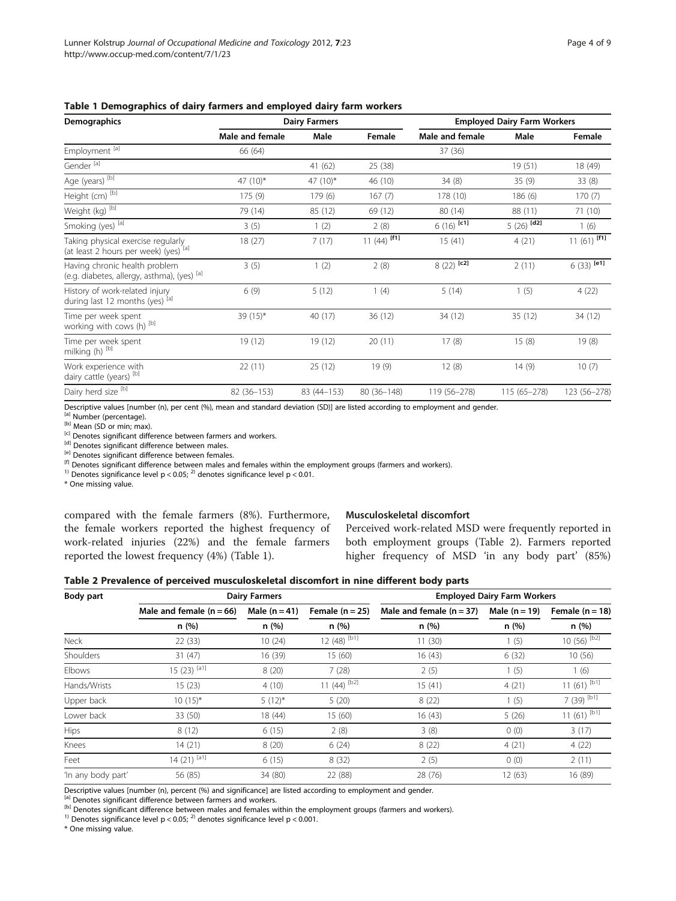**Table 1 Demographics of dairy farmers and employed dairy farm workers**

| Demographics | Dairy Farmers | | | Employed Dairy Farm Workers | | |
|---|---|---|---|---|---|---|
| | Male and female | Male | Female | Male and female | Male | Female |
| Employment [a] | 66 (64) | | | 37 (36) | | |
| Gender [a] | | 41 (62) | 25 (38) | | 19 (51) | 18 (49) |
| Age (years) [b] | 47 (10)* | 47 (10)* | 46 (10) | 34 (8) | 35 (9) | 33 (8) |
| Height (cm) [b] | 175 (9) | 179 (6) | 167 (7) | 178 (10) | 186 (6) | 170 (7) |
| Weight (kg) [b] | 79 (14) | 85 (12) | 69 (12) | 80 (14) | 88 (11) | 71 (10) |
| Smoking (yes) [a] | 3 (5) | 1 (2) | 2 (8) | 6 (16) [c1] | 5 (26) [d2] | 1 (6) |
| Taking physical exercise regularly (at least 2 hours per week) (yes) [a] | 18 (27) | 7 (17) | 11 (44) [f1] | 15 (41) | 4 (21) | 11 (61) [f1] |
| Having chronic health problem (e.g. diabetes, allergy, asthma), (yes) [a] | 3 (5) | 1 (2) | 2 (8) | 8 (22) [c2] | 2 (11) | 6 (33) [e1] |
| History of work-related injury during last 12 months (yes) [a] | 6 (9) | 5 (12) | 1 (4) | 5 (14) | 1 (5) | 4 (22) |
| Time per week spent working with cows (h) [b] | 39 (15)* | 40 (17) | 36 (12) | 34 (12) | 35 (12) | 34 (12) |
| Time per week spent milking (h) [b] | 19 (12) | 19 (12) | 20 (11) | 17 (8) | 15 (8) | 19 (8) |
| Work experience with dairy cattle (years) [b] | 22 (11) | 25 (12) | 19 (9) | 12 (8) | 14 (9) | 10 (7) |
| Dairy herd size [b] | 82 (36–153) | 83 (44–153) | 80 (36–148) | 119 (56–278) | 115 (65–278) | 123 (56–278) |

Descriptive values [number (n), per cent (%), mean and standard deviation (SD)] are listed according to employment and gender.
[a] Number (percentage).
[b] Mean (SD or min; max).
[c] Denotes significant difference between farmers and workers.
[d] Denotes significant difference between males.
[e] Denotes significant difference between females.
[f] Denotes significant difference between males and females within the employment groups (farmers and workers).
1) Denotes significance level $p < 0.05$; 2) denotes significance level $p < 0.01$.
\* One missing value.

compared with the female farmers (8%). Furthermore, the female workers reported the highest frequency of work-related injuries (22%) and the female farmers reported the lowest frequency (4%) (Table 1).

### Musculoskeletal discomfort

Perceived work-related MSD were frequently reported in both employment groups (Table 2). Farmers reported higher frequency of MSD 'in any body part' (85%)

**Table 2 Prevalence of perceived musculoskeletal discomfort in nine different body parts**

| Body part | Dairy Farmers | | | Employed Dairy Farm Workers | | |
|---|---|---|---|---|---|---|
| | Male and female (n = 66) | Male (n = 41) | Female (n = 25) | Male and female (n = 37) | Male (n = 19) | Female (n = 18) |
| | n (%) | n (%) | n (%) | n (%) | n (%) | n (%) |
| Neck | 22 (33) | 10 (24) | 12 (48) [b1] | 11 (30) | 1 (5) | 10 (56) [b2] |
| Shoulders | 31 (47) | 16 (39) | 15 (60) | 16 (43) | 6 (32) | 10 (56) |
| Elbows | 15 (23) [a1] | 8 (20) | 7 (28) | 2 (5) | 1 (5) | 1 (6) |
| Hands/Wrists | 15 (23) | 4 (10) | 11 (44) [b2] | 15 (41) | 4 (21) | 11 (61) [b1] |
| Upper back | 10 (15)* | 5 (12)* | 5 (20) | 8 (22) | 1 (5) | 7 (39) [b1] |
| Lower back | 33 (50) | 18 (44) | 15 (60) | 16 (43) | 5 (26) | 11 (61) [b1] |
| Hips | 8 (12) | 6 (15) | 2 (8) | 3 (8) | 0 (0) | 3 (17) |
| Knees | 14 (21) | 8 (20) | 6 (24) | 8 (22) | 4 (21) | 4 (22) |
| Feet | 14 (21) [a1] | 6 (15) | 8 (32) | 2 (5) | 0 (0) | 2 (11) |
| 'In any body part' | 56 (85) | 34 (80) | 22 (88) | 28 (76) | 12 (63) | 16 (89) |

Descriptive values [number (n), percent (%) and significance] are listed according to employment and gender.
[a] Denotes significant difference between farmers and workers.
[b] Denotes significant difference between males and females within the employment groups (farmers and workers).
1) Denotes significance level $p < 0.05$; 2) denotes significance level $p < 0.001$.
\* One missing value.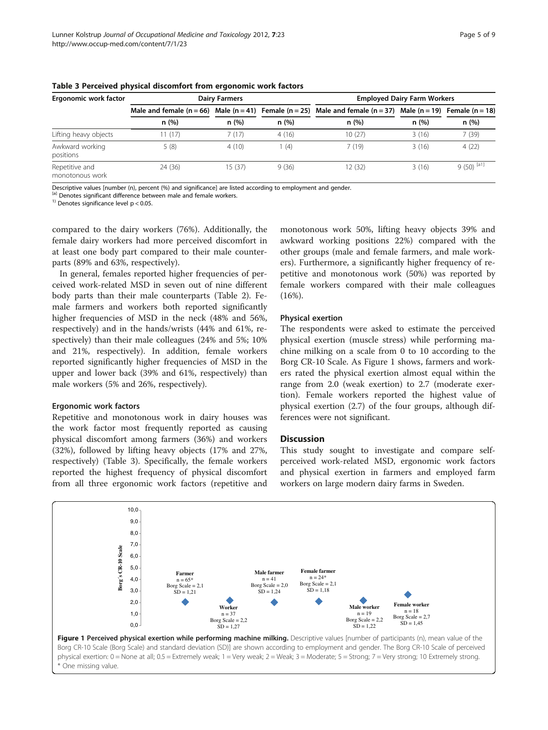**Table 3 Perceived physical discomfort from ergonomic work factors**

| Ergonomic work factor | Dairy Farmers | | | Employed Dairy Farm Workers | | |
|---|---|---|---|---|---|---|
| | Male and female (n = 66) | Male (n = 41) | Female (n = 25) | Male and female (n = 37) | Male (n = 19) | Female (n = 18) |
| | n (%) | n (%) | n (%) | n (%) | n (%) | n (%) |
| Lifting heavy objects | 11 (17) | 7 (17) | 4 (16) | 10 (27) | 3 (16) | 7 (39) |
| Awkward working positions | 5 (8) | 4 (10) | 1 (4) | 7 (19) | 3 (16) | 4 (22) |
| Repetitive and monotonous work | 24 (36) | 15 (37) | 9 (36) | 12 (32) | 3 (16) | 9 (50) [a1] |

Descriptive values [number (n), percent (%) and significance] are listed according to employment and gender.
[a] Denotes significant difference between male and female workers.
1) Denotes significance level $p < 0.05$.

compared to the dairy workers (76%). Additionally, the female dairy workers had more perceived discomfort in at least one body part compared to their male counterparts (89% and 63%, respectively).

In general, females reported higher frequencies of perceived work-related MSD in seven out of nine different body parts than their male counterparts (Table 2). Female farmers and workers both reported significantly higher frequencies of MSD in the neck (48% and 56%, respectively) and in the hands/wrists (44% and 61%, respectively) than their male colleagues (24% and 5%; 10% and 21%, respectively). In addition, female workers reported significantly higher frequencies of MSD in the upper and lower back (39% and 61%, respectively) than male workers (5% and 26%, respectively).

### Ergonomic work factors

Repetitive and monotonous work in dairy houses was the work factor most frequently reported as causing physical discomfort among farmers (36%) and workers (32%), followed by lifting heavy objects (17% and 27%, respectively) (Table 3). Specifically, the female workers reported the highest frequency of physical discomfort from all three ergonomic work factors (repetitive and monotonous work 50%, lifting heavy objects 39% and awkward working positions 22%) compared with the other groups (male and female farmers, and male workers). Furthermore, a significantly higher frequency of repetitive and monotonous work (50%) was reported by female workers compared with their male colleagues (16%).

### Physical exertion

The respondents were asked to estimate the perceived physical exertion (muscle stress) while performing machine milking on a scale from 0 to 10 according to the Borg CR-10 Scale. As Figure 1 shows, farmers and workers rated the physical exertion almost equal within the range from 2.0 (weak exertion) to 2.7 (moderate exertion). Female workers reported the highest value of physical exertion (2.7) of the four groups, although differences were not significant.

## Discussion

This study sought to investigate and compare self-perceived work-related MSD, ergonomic work factors and physical exertion in farmers and employed farm workers on large modern dairy farms in Sweden.

**Figure 1 Perceived physical exertion while performing machine milking.** Descriptive values [number of participants (n), mean value of the Borg CR-10 Scale (Borg Scale) and standard deviation (SD)] are shown according to employment and gender. The Borg CR-10 Scale of perceived physical exertion: 0 = None at all; 0.5 = Extremely weak; 1 = Very weak; 2 = Weak; 3 = Moderate; 5 = Strong; 7 = Very strong; 10 Extremely strong. * One missing value.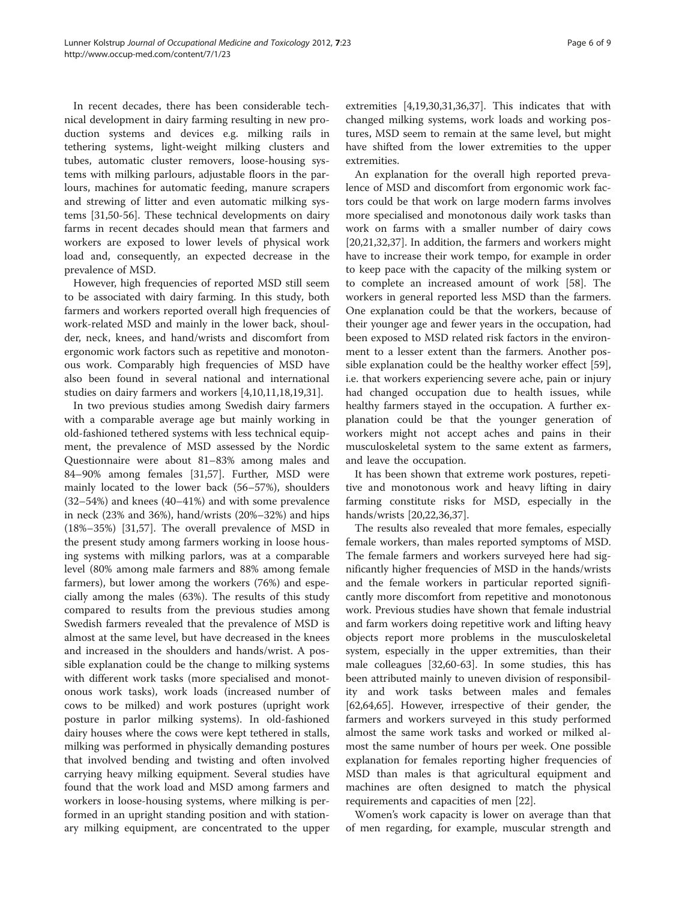In recent decades, there has been considerable technical development in dairy farming resulting in new production systems and devices e.g. milking rails in tethering systems, light-weight milking clusters and tubes, automatic cluster removers, loose-housing systems with milking parlours, adjustable floors in the parlours, machines for automatic feeding, manure scrapers and strewing of litter and even automatic milking systems [31,50-56]. These technical developments on dairy farms in recent decades should mean that farmers and workers are exposed to lower levels of physical work load and, consequently, an expected decrease in the prevalence of MSD.

However, high frequencies of reported MSD still seem to be associated with dairy farming. In this study, both farmers and workers reported overall high frequencies of work-related MSD and mainly in the lower back, shoulder, neck, knees, and hand/wrists and discomfort from ergonomic work factors such as repetitive and monotonous work. Comparably high frequencies of MSD have also been found in several national and international studies on dairy farmers and workers [4,10,11,18,19,31].

In two previous studies among Swedish dairy farmers with a comparable average age but mainly working in old-fashioned tethered systems with less technical equipment, the prevalence of MSD assessed by the Nordic Questionnaire were about 81–83% among males and 84–90% among females [31,57]. Further, MSD were mainly located to the lower back (56–57%), shoulders (32–54%) and knees (40–41%) and with some prevalence in neck (23% and 36%), hand/wrists (20%–32%) and hips (18%–35%) [31,57]. The overall prevalence of MSD in the present study among farmers working in loose housing systems with milking parlors, was at a comparable level (80% among male farmers and 88% among female farmers), but lower among the workers (76%) and especially among the males (63%). The results of this study compared to results from the previous studies among Swedish farmers revealed that the prevalence of MSD is almost at the same level, but have decreased in the knees and increased in the shoulders and hands/wrist. A possible explanation could be the change to milking systems with different work tasks (more specialised and monotonous work tasks), work loads (increased number of cows to be milked) and work postures (upright work posture in parlor milking systems). In old-fashioned dairy houses where the cows were kept tethered in stalls, milking was performed in physically demanding postures that involved bending and twisting and often involved carrying heavy milking equipment. Several studies have found that the work load and MSD among farmers and workers in loose-housing systems, where milking is performed in an upright standing position and with stationary milking equipment, are concentrated to the upper extremities [4,19,30,31,36,37]. This indicates that with changed milking systems, work loads and working postures, MSD seem to remain at the same level, but might have shifted from the lower extremities to the upper extremities.

An explanation for the overall high reported prevalence of MSD and discomfort from ergonomic work factors could be that work on large modern farms involves more specialised and monotonous daily work tasks than work on farms with a smaller number of dairy cows [20,21,32,37]. In addition, the farmers and workers might have to increase their work tempo, for example in order to keep pace with the capacity of the milking system or to complete an increased amount of work [58]. The workers in general reported less MSD than the farmers. One explanation could be that the workers, because of their younger age and fewer years in the occupation, had been exposed to MSD related risk factors in the environment to a lesser extent than the farmers. Another possible explanation could be the healthy worker effect [59], i.e. that workers experiencing severe ache, pain or injury had changed occupation due to health issues, while healthy farmers stayed in the occupation. A further explanation could be that the younger generation of workers might not accept aches and pains in their musculoskeletal system to the same extent as farmers, and leave the occupation.

It has been shown that extreme work postures, repetitive and monotonous work and heavy lifting in dairy farming constitute risks for MSD, especially in the hands/wrists [20,22,36,37].

The results also revealed that more females, especially female workers, than males reported symptoms of MSD. The female farmers and workers surveyed here had significantly higher frequencies of MSD in the hands/wrists and the female workers in particular reported significantly more discomfort from repetitive and monotonous work. Previous studies have shown that female industrial and farm workers doing repetitive work and lifting heavy objects report more problems in the musculoskeletal system, especially in the upper extremities, than their male colleagues [32,60-63]. In some studies, this has been attributed mainly to uneven division of responsibility and work tasks between males and females [62,64,65]. However, irrespective of their gender, the farmers and workers surveyed in this study performed almost the same work tasks and worked or milked almost the same number of hours per week. One possible explanation for females reporting higher frequencies of MSD than males is that agricultural equipment and machines are often designed to match the physical requirements and capacities of men [22].

Women's work capacity is lower on average than that of men regarding, for example, muscular strength and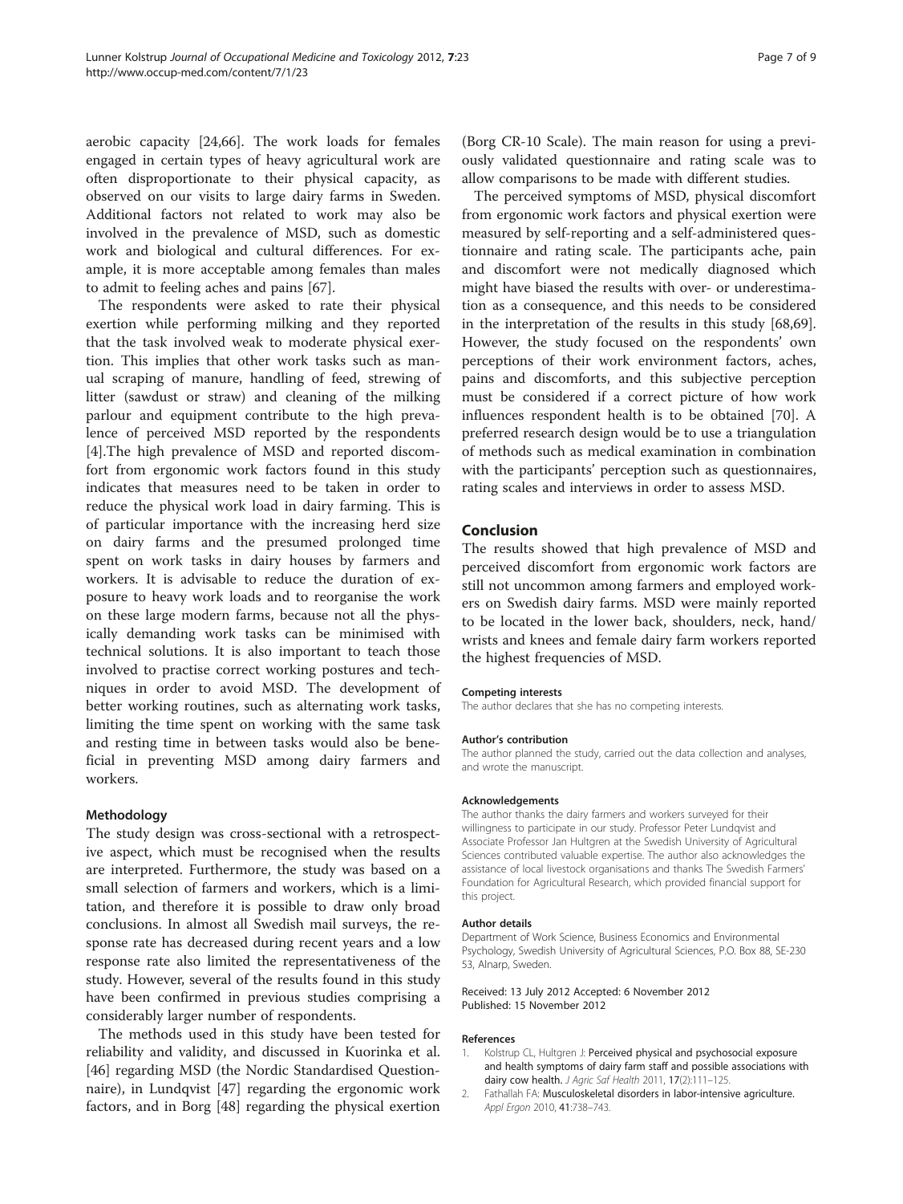aerobic capacity [24,66]. The work loads for females engaged in certain types of heavy agricultural work are often disproportionate to their physical capacity, as observed on our visits to large dairy farms in Sweden. Additional factors not related to work may also be involved in the prevalence of MSD, such as domestic work and biological and cultural differences. For example, it is more acceptable among females than males to admit to feeling aches and pains [67].

The respondents were asked to rate their physical exertion while performing milking and they reported that the task involved weak to moderate physical exertion. This implies that other work tasks such as manual scraping of manure, handling of feed, strewing of litter (sawdust or straw) and cleaning of the milking parlour and equipment contribute to the high prevalence of perceived MSD reported by the respondents [4].The high prevalence of MSD and reported discomfort from ergonomic work factors found in this study indicates that measures need to be taken in order to reduce the physical work load in dairy farming. This is of particular importance with the increasing herd size on dairy farms and the presumed prolonged time spent on work tasks in dairy houses by farmers and workers. It is advisable to reduce the duration of exposure to heavy work loads and to reorganise the work on these large modern farms, because not all the physically demanding work tasks can be minimised with technical solutions. It is also important to teach those involved to practise correct working postures and techniques in order to avoid MSD. The development of better working routines, such as alternating work tasks, limiting the time spent on working with the same task and resting time in between tasks would also be beneficial in preventing MSD among dairy farmers and workers.

### Methodology

The study design was cross-sectional with a retrospective aspect, which must be recognised when the results are interpreted. Furthermore, the study was based on a small selection of farmers and workers, which is a limitation, and therefore it is possible to draw only broad conclusions. In almost all Swedish mail surveys, the response rate has decreased during recent years and a low response rate also limited the representativeness of the study. However, several of the results found in this study have been confirmed in previous studies comprising a considerably larger number of respondents.

The methods used in this study have been tested for reliability and validity, and discussed in Kuorinka et al. [46] regarding MSD (the Nordic Standardised Questionnaire), in Lundqvist [47] regarding the ergonomic work factors, and in Borg [48] regarding the physical exertion (Borg CR-10 Scale). The main reason for using a previously validated questionnaire and rating scale was to allow comparisons to be made with different studies.

The perceived symptoms of MSD, physical discomfort from ergonomic work factors and physical exertion were measured by self-reporting and a self-administered questionnaire and rating scale. The participants ache, pain and discomfort were not medically diagnosed which might have biased the results with over- or underestimation as a consequence, and this needs to be considered in the interpretation of the results in this study [68,69]. However, the study focused on the respondents' own perceptions of their work environment factors, aches, pains and discomforts, and this subjective perception must be considered if a correct picture of how work influences respondent health is to be obtained [70]. A preferred research design would be to use a triangulation of methods such as medical examination in combination with the participants' perception such as questionnaires, rating scales and interviews in order to assess MSD.

## Conclusion

The results showed that high prevalence of MSD and perceived discomfort from ergonomic work factors are still not uncommon among farmers and employed workers on Swedish dairy farms. MSD were mainly reported to be located in the lower back, shoulders, neck, hand/wrists and knees and female dairy farm workers reported the highest frequencies of MSD.

#### Competing interests

The author declares that she has no competing interests.

#### Author's contribution

The author planned the study, carried out the data collection and analyses, and wrote the manuscript.

#### Acknowledgements

The author thanks the dairy farmers and workers surveyed for their willingness to participate in our study. Professor Peter Lundqvist and Associate Professor Jan Hultgren at the Swedish University of Agricultural Sciences contributed valuable expertise. The author also acknowledges the assistance of local livestock organisations and thanks The Swedish Farmers' Foundation for Agricultural Research, which provided financial support for this project.

#### Author details

Department of Work Science, Business Economics and Environmental Psychology, Swedish University of Agricultural Sciences, P.O. Box 88, SE-230 53, Alnarp, Sweden.

Received: 13 July 2012 Accepted: 6 November 2012
Published: 15 November 2012

#### References

1. Kolstrup CL, Hultgren J: **Perceived physical and psychosocial exposure and health symptoms of dairy farm staff and possible associations with dairy cow health.** *J Agric Saf Health* 2011, **17**(2):111–125.
2. Fathallah FA: **Musculoskeletal disorders in labor-intensive agriculture.** *Appl Ergon* 2010, **41**:738–743.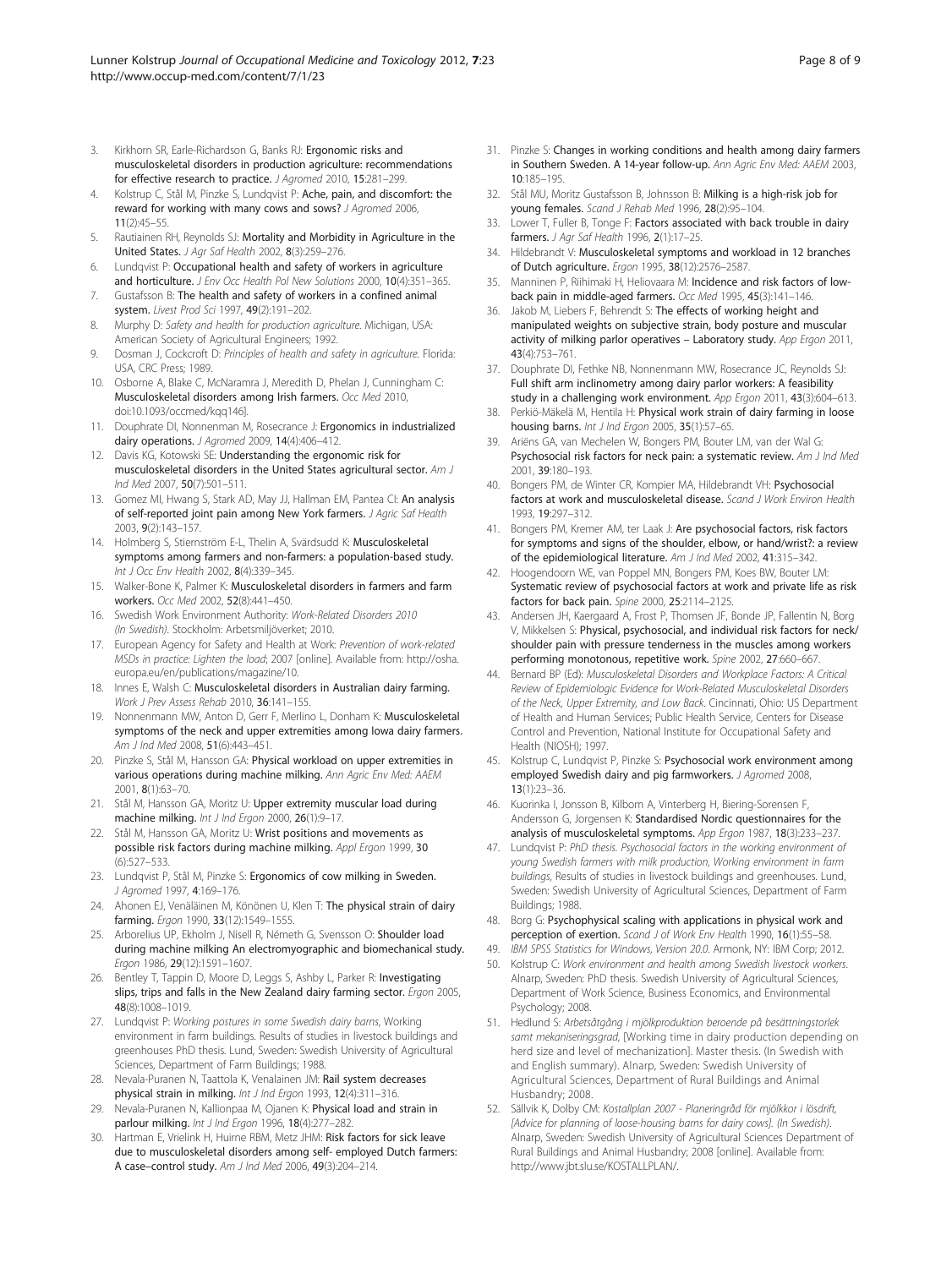3. Kirkhorn SR, Earle-Richardson G, Banks RJ: **Ergonomic risks and musculoskeletal disorders in production agriculture: recommendations for effective research to practice.** *J Agromed* 2010, **15**:281–299.
4. Kolstrup C, Stål M, Pinzke S, Lundqvist P: **Ache, pain, and discomfort: the reward for working with many cows and sows?** *J Agromed* 2006, **11**(2):45–55.
5. Rautiainen RH, Reynolds SJ: **Mortality and Morbidity in Agriculture in the United States.** *J Agr Saf Health* 2002, **8**(3):259–276.
6. Lundqvist P: **Occupational health and safety of workers in agriculture and horticulture.** *J Env Occ Health Pol New Solutions* 2000, **10**(4):351–365.
7. Gustafsson B: **The health and safety of workers in a confined animal system.** *Livest Prod Sci* 1997, **49**(2):191–202.
8. Murphy D: *Safety and health for production agriculture.* Michigan, USA: American Society of Agricultural Engineers; 1992.
9. Dosman J, Cockcroft D: *Principles of health and safety in agriculture.* Florida: USA, CRC Press; 1989.
10. Osborne A, Blake C, McNaramra J, Meredith D, Phelan J, Cunningham C: **Musculoskeletal disorders among Irish farmers.** *Occ Med* 2010, doi:10.1093/occmed/kqq146].
11. Douphrate DI, Nonnenman M, Rosecrance J: **Ergonomics in industrialized dairy operations.** *J Agromed* 2009, **14**(4):406–412.
12. Davis KG, Kotowski SE: **Understanding the ergonomic risk for musculoskeletal disorders in the United States agricultural sector.** *Am J Ind Med* 2007, **50**(7):501–511.
13. Gomez MI, Hwang S, Stark AD, May JJ, Hallman EM, Pantea CI: **An analysis of self-reported joint pain among New York farmers.** *J Agric Saf Health* 2003, **9**(2):143–157.
14. Holmberg S, Stiernström E-L, Thelin A, Svärdsudd K: **Musculoskeletal symptoms among farmers and non-farmers: a population-based study.** *Int J Occ Env Health* 2002, **8**(4):339–345.
15. Walker-Bone K, Palmer K: **Musculoskeletal disorders in farmers and farm workers.** *Occ Med* 2002, **52**(8):441–450.
16. Swedish Work Environment Authority: *Work-Related Disorders 2010 (In Swedish).* Stockholm: Arbetsmiljöverket; 2010.
17. European Agency for Safety and Health at Work: *Prevention of work-related MSDs in practice: Lighten the load*; 2007 [online]. Available from: http://osha.europa.eu/en/publications/magazine/10.
18. Innes E, Walsh C: **Musculoskeletal disorders in Australian dairy farming.** *Work J Prev Assess Rehab* 2010, **36**:141–155.
19. Nonnenmann MW, Anton D, Gerr F, Merlino L, Donham K: **Musculoskeletal symptoms of the neck and upper extremities among Iowa dairy farmers.** *Am J Ind Med* 2008, **51**(6):443–451.
20. Pinzke S, Stål M, Hansson GA: **Physical workload on upper extremities in various operations during machine milking.** *Ann Agric Env Med: AAEM* 2001, **8**(1):63–70.
21. Stål M, Hansson GA, Moritz U: **Upper extremity muscular load during machine milking.** *Int J Ind Ergon* 2000, **26**(1):9–17.
22. Stål M, Hansson GA, Moritz U: **Wrist positions and movements as possible risk factors during machine milking.** *Appl Ergon* 1999, 30 (6):527–533.
23. Lundqvist P, Stål M, Pinzke S: **Ergonomics of cow milking in Sweden.** *J Agromed* 1997, **4**:169–176.
24. Ahonen EJ, Venäläinen M, Könönen U, Klen T: **The physical strain of dairy farming.** *Ergon* 1990, **33**(12):1549–1555.
25. Arborelius UP, Ekholm J, Nisell R, Németh G, Svensson O: **Shoulder load during machine milking An electromyographic and biomechanical study.** *Ergon* 1986, **29**(12):1591–1607.
26. Bentley T, Tappin D, Moore D, Leggs S, Ashby L, Parker R: **Investigating slips, trips and falls in the New Zealand dairy farming sector.** *Ergon* 2005, **48**(8):1008–1019.
27. Lundqvist P: *Working postures in some Swedish dairy barns*, Working environment in farm buildings. Results of studies in livestock buildings and greenhouses PhD thesis. Lund, Sweden: Swedish University of Agricultural Sciences, Department of Farm Buildings; 1988.
28. Nevala-Puranen N, Taattola K, Venalainen JM: **Rail system decreases physical strain in milking.** *Int J Ind Ergon* 1993, **12**(4):311–316.
29. Nevala-Puranen N, Kallionpaa M, Ojanen K: **Physical load and strain in parlour milking.** *Int J Ind Ergon* 1996, **18**(4):277–282.
30. Hartman E, Vrielink H, Huirne RBM, Metz JHM: **Risk factors for sick leave due to musculoskeletal disorders among self- employed Dutch farmers: A case–control study.** *Am J Ind Med* 2006, **49**(3):204–214.
31. Pinzke S: **Changes in working conditions and health among dairy farmers in Southern Sweden. A 14-year follow-up.** *Ann Agric Env Med: AAEM* 2003, **10**:185–195.
32. Stål MU, Moritz Gustafsson B, Johnsson B: **Milking is a high-risk job for young females.** *Scand J Rehab Med* 1996, **28**(2):95–104.
33. Lower T, Fuller B, Tonge F: **Factors associated with back trouble in dairy farmers.** *J Agr Saf Health* 1996, **2**(1):17–25.
34. Hildebrandt V: **Musculoskeletal symptoms and workload in 12 branches of Dutch agriculture.** *Ergon* 1995, **38**(12):2576–2587.
35. Manninen P, Riihimaki H, Heliovaara M: **Incidence and risk factors of low-back pain in middle-aged farmers.** *Occ Med* 1995, **45**(3):141–146.
36. Jakob M, Liebers F, Behrendt S: **The effects of working height and manipulated weights on subjective strain, body posture and muscular activity of milking parlor operatives – Laboratory study.** *App Ergon* 2011, **43**(4):753–761.
37. Douphrate DI, Fethke NB, Nonnenmann MW, Rosecrance JC, Reynolds SJ: **Full shift arm inclinometry among dairy parlor workers: A feasibility study in a challenging work environment.** *App Ergon* 2011, **43**(3):604–613.
38. Perkiö-Mäkelä M, Hentila H: **Physical work strain of dairy farming in loose housing barns.** *Int J Ind Ergon* 2005, **35**(1):57–65.
39. Ariëns GA, van Mechelen W, Bongers PM, Bouter LM, van der Wal G: **Psychosocial risk factors for neck pain: a systematic review.** *Am J Ind Med* 2001, **39**:180–193.
40. Bongers PM, de Winter CR, Kompier MA, Hildebrandt VH: **Psychosocial factors at work and musculoskeletal disease.** *Scand J Work Environ Health* 1993, **19**:297–312.
41. Bongers PM, Kremer AM, ter Laak J: **Are psychosocial factors, risk factors for symptoms and signs of the shoulder, elbow, or hand/wrist?: a review of the epidemiological literature.** *Am J Ind Med* 2002, **41**:315–342.
42. Hoogendoorn WE, van Poppel MN, Bongers PM, Koes BW, Bouter LM: **Systematic review of psychosocial factors at work and private life as risk factors for back pain.** *Spine* 2000, **25**:2114–2125.
43. Andersen JH, Kaergaard A, Frost P, Thomsen JF, Bonde JP, Fallentin N, Borg V, Mikkelsen S: **Physical, psychosocial, and individual risk factors for neck/shoulder pain with pressure tenderness in the muscles among workers performing monotonous, repetitive work.** *Spine* 2002, **27**:660–667.
44. Bernard BP (Ed): *Musculoskeletal Disorders and Workplace Factors: A Critical Review of Epidemiologic Evidence for Work-Related Musculoskeletal Disorders of the Neck, Upper Extremity, and Low Back*. Cincinnati, Ohio: US Department of Health and Human Services; Public Health Service, Centers for Disease Control and Prevention, National Institute for Occupational Safety and Health (NIOSH); 1997.
45. Kolstrup C, Lundqvist P, Pinzke S: **Psychosocial work environment among employed Swedish dairy and pig farmworkers.** *J Agromed* 2008, **13**(1):23–36.
46. Kuorinka I, Jonsson B, Kilbom A, Vinterberg H, Biering-Sorensen F, Andersson G, Jorgensen K: **Standardised Nordic questionnaires for the analysis of musculoskeletal symptoms.** *App Ergon* 1987, **18**(3):233–237.
47. Lundqvist P: *PhD thesis. Psychosocial factors in the working environment of young Swedish farmers with milk production, Working environment in farm buildings*, Results of studies in livestock buildings and greenhouses. Lund, Sweden: Swedish University of Agricultural Sciences, Department of Farm Buildings; 1988.
48. Borg G: **Psychophysical scaling with applications in physical work and perception of exertion.** *Scand J of Work Env Health* 1990, **16**(1):55–58.
49. *IBM SPSS Statistics for Windows, Version 20.0*. Armonk, NY: IBM Corp; 2012.
50. Kolstrup C: *Work environment and health among Swedish livestock workers*. Alnarp, Sweden: PhD thesis. Swedish University of Agricultural Sciences, Department of Work Science, Business Economics, and Environmental Psychology; 2008.
51. Hedlund S: *Arbetsåtgång i mjölkproduktion beroende på besättningstorlek samt mekaniseringsgrad*, [Working time in dairy production depending on herd size and level of mechanization]. Master thesis. (In Swedish with and English summary). Alnarp, Sweden: Swedish University of Agricultural Sciences, Department of Rural Buildings and Animal Husbandry; 2008.
52. Sällvik K, Dolby CM: *Kostallplan 2007 - Planeringråd för mjölkkor i lösdrift, [Advice for planning of loose-housing barns for dairy cows]. (In Swedish)*. Alnarp, Sweden: Swedish University of Agricultural Sciences Department of Rural Buildings and Animal Husbandry; 2008 [online]. Available from: http://www.jbt.slu.se/KOSTALLPLAN/.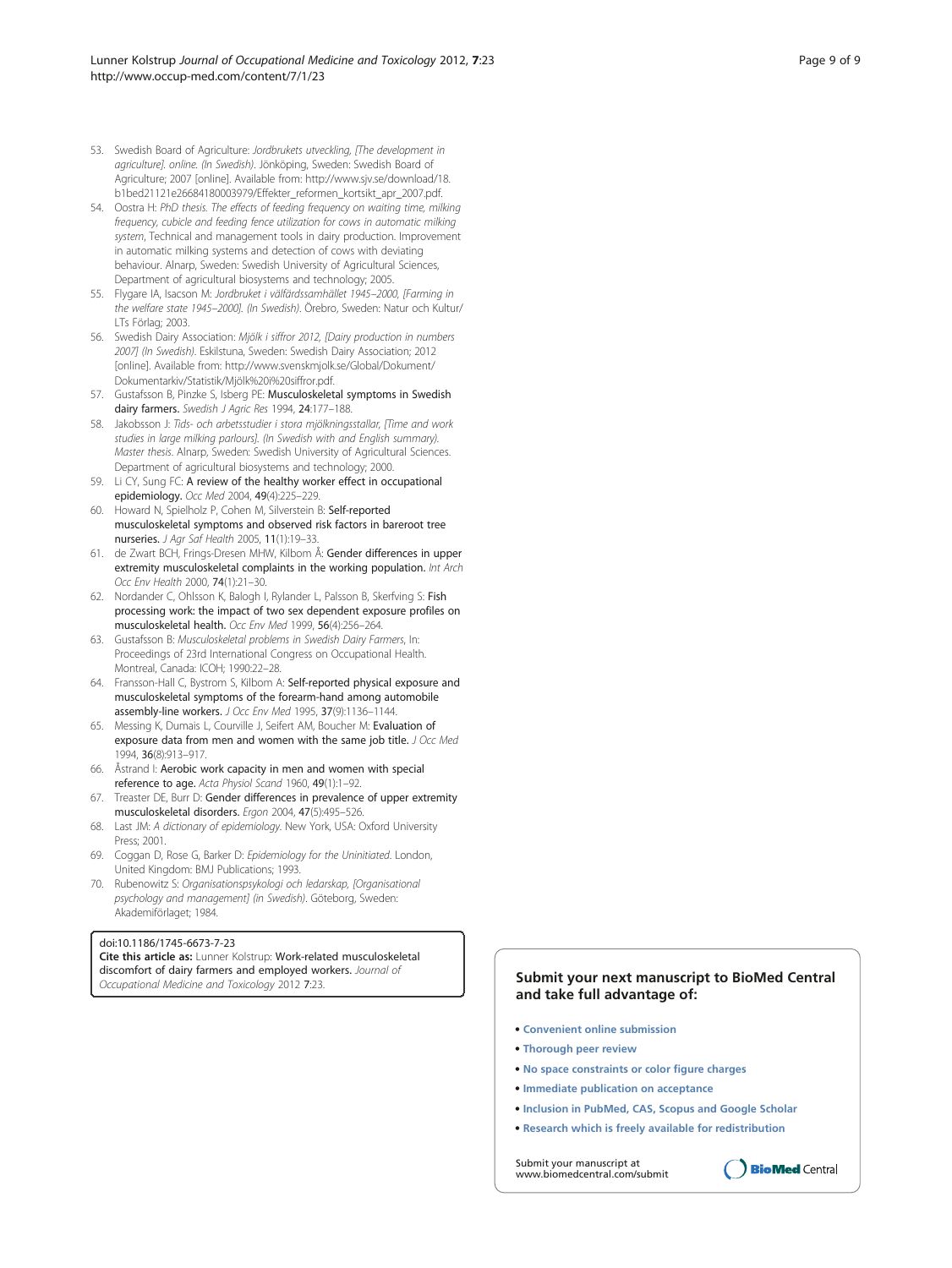53. Swedish Board of Agriculture: *Jordbrukets utveckling, [The development in agriculture]. online. (In Swedish)*. Jönköping, Sweden: Swedish Board of Agriculture; 2007 [online]. Available from: http://www.sjv.se/download/18.b1bed21121e26684180003979/Effekter_reformen_kortsikt_apr_2007.pdf.
54. Oostra H: *PhD thesis. The effects of feeding frequency on waiting time, milking frequency, cubicle and feeding fence utilization for cows in automatic milking system*, Technical and management tools in dairy production. Improvement in automatic milking systems and detection of cows with deviating behaviour. Alnarp, Sweden: Swedish University of Agricultural Sciences, Department of agricultural biosystems and technology; 2005.
55. Flygare IA, Isacson M: *Jordbruket i välfärdssamhället 1945–2000, [Farming in the welfare state 1945–2000]. (In Swedish)*. Örebro, Sweden: Natur och Kultur/LTs Förlag; 2003.
56. Swedish Dairy Association: *Mjölk i siffror 2012, [Dairy production in numbers 2007] (In Swedish)*. Eskilstuna, Sweden: Swedish Dairy Association; 2012 [online]. Available from: http://www.svenskmjolk.se/Global/Dokument/Dokumentarkiv/Statistik/Mjölk%20i%20siffror.pdf.
57. Gustafsson B, Pinzke S, Isberg PE: **Musculoskeletal symptoms in Swedish dairy farmers.** *Swedish J Agric Res* 1994, **24**:177–188.
58. Jakobsson J: *Tids- och arbetsstudier i stora mjölkningsstallar, [Time and work studies in large milking parlours]. (In Swedish with and English summary). Master thesis*. Alnarp, Sweden: Swedish University of Agricultural Sciences. Department of agricultural biosystems and technology; 2000.
59. Li CY, Sung FC: **A review of the healthy worker effect in occupational epidemiology.** *Occ Med* 2004, **49**(4):225–229.
60. Howard N, Spielholz P, Cohen M, Silverstein B: **Self-reported musculoskeletal symptoms and observed risk factors in bareroot tree nurseries.** *J Agr Saf Health* 2005, **11**(1):19–33.
61. de Zwart BCH, Frings-Dresen MHW, Kilbom Å: **Gender differences in upper extremity musculoskeletal complaints in the working population.** *Int Arch Occ Env Health* 2000, **74**(1):21–30.
62. Nordander C, Ohlsson K, Balogh I, Rylander L, Palsson B, Skerfving S: **Fish processing work: the impact of two sex dependent exposure profiles on musculoskeletal health.** *Occ Env Med* 1999, **56**(4):256–264.
63. Gustafsson B: *Musculoskeletal problems in Swedish Dairy Farmers*, In: Proceedings of 23rd International Congress on Occupational Health. Montreal, Canada: ICOH; 1990:22–28.
64. Fransson-Hall C, Bystrom S, Kilbom A: **Self-reported physical exposure and musculoskeletal symptoms of the forearm-hand among automobile assembly-line workers.** *J Occ Env Med* 1995, **37**(9):1136–1144.
65. Messing K, Dumais L, Courville J, Seifert AM, Boucher M: **Evaluation of exposure data from men and women with the same job title.** *J Occ Med* 1994, **36**(8):913–917.
66. Åstrand I: **Aerobic work capacity in men and women with special reference to age.** *Acta Physiol Scand* 1960, **49**(1):1–92.
67. Treaster DE, Burr D: **Gender differences in prevalence of upper extremity musculoskeletal disorders.** *Ergon* 2004, **47**(5):495–526.
68. Last JM: *A dictionary of epidemiology*. New York, USA: Oxford University Press; 2001.
69. Coggan D, Rose G, Barker D: *Epidemiology for the Uninitiated*. London, United Kingdom: BMJ Publications; 1993.
70. Rubenowitz S: *Organisationspsykologi och ledarskap, [Organisational psychology and management] (in Swedish)*. Göteborg, Sweden: Akademiförlaget; 1984.

doi:10.1186/1745-6673-7-23
**Cite this article as:** Lunner Kolstrup: **Work-related musculoskeletal discomfort of dairy farmers and employed workers.** *Journal of Occupational Medicine and Toxicology* 2012 **7**:23.

**Submit your next manuscript to BioMed Central and take full advantage of:**

- **Convenient online submission**
- **Thorough peer review**
- **No space constraints or color figure charges**
- **Immediate publication on acceptance**
- **Inclusion in PubMed, CAS, Scopus and Google Scholar**
- **Research which is freely available for redistribution**

Submit your manuscript at
www.biomedcentral.com/submit

BioMed Central